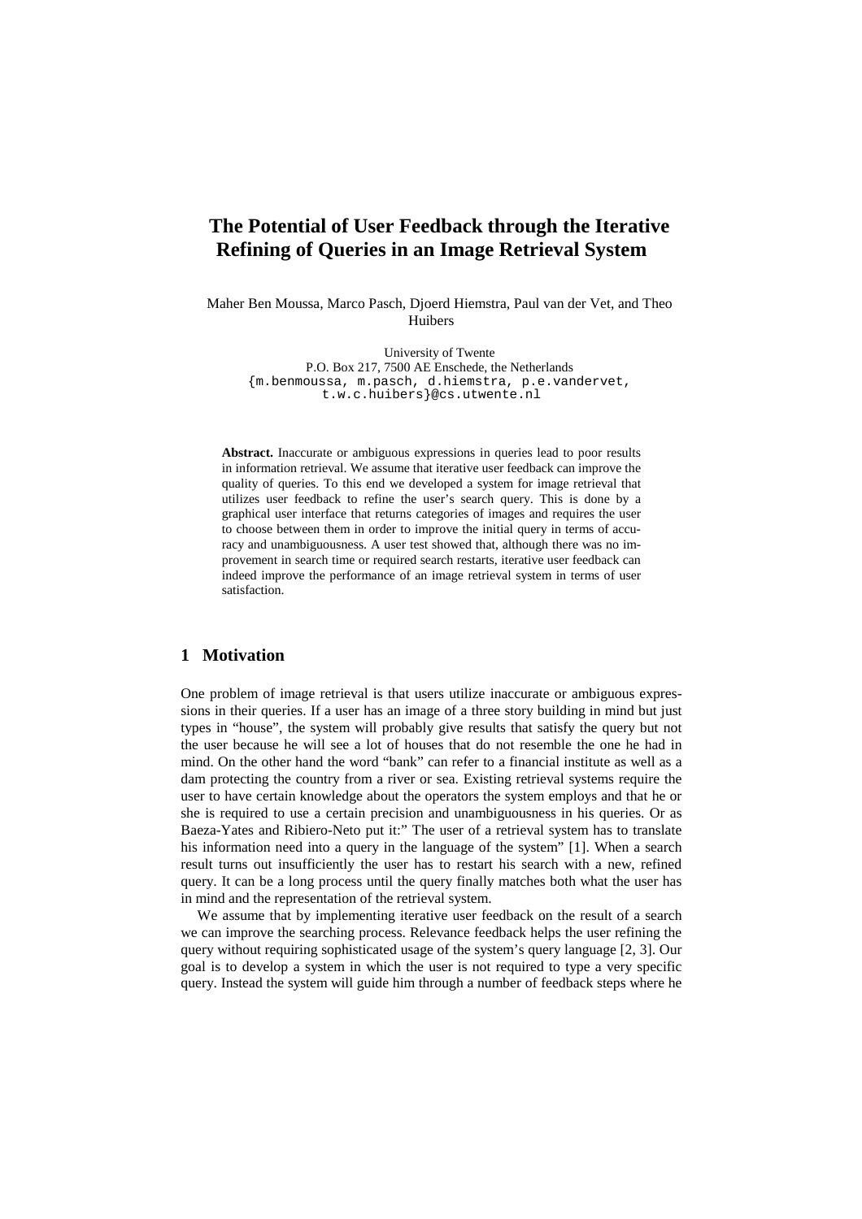# The Potential of User Feedback through the Iterative Refining of Queries in an Image Retrieval System

Maher Ben Moussa, Marco Pasch, Djoerd Hiemstra, Paul van der Vet, and Theo Huibers

University of Twente
P.O. Box 217, 7500 AE Enschede, the Netherlands
{m.benmoussa, m.pasch, d.hiemstra, p.e.vandervet, t.w.c.huibers}@cs.utwente.nl

**Abstract.** Inaccurate or ambiguous expressions in queries lead to poor results in information retrieval. We assume that iterative user feedback can improve the quality of queries. To this end we developed a system for image retrieval that utilizes user feedback to refine the user's search query. This is done by a graphical user interface that returns categories of images and requires the user to choose between them in order to improve the initial query in terms of accuracy and unambiguousness. A user test showed that, although there was no improvement in search time or required search restarts, iterative user feedback can indeed improve the performance of an image retrieval system in terms of user satisfaction.

## 1 Motivation

One problem of image retrieval is that users utilize inaccurate or ambiguous expressions in their queries. If a user has an image of a three story building in mind but just types in "house", the system will probably give results that satisfy the query but not the user because he will see a lot of houses that do not resemble the one he had in mind. On the other hand the word "bank" can refer to a financial institute as well as a dam protecting the country from a river or sea. Existing retrieval systems require the user to have certain knowledge about the operators the system employs and that he or she is required to use a certain precision and unambiguousness in his queries. Or as Baeza-Yates and Ribiero-Neto put it:" The user of a retrieval system has to translate his information need into a query in the language of the system" [1]. When a search result turns out insufficiently the user has to restart his search with a new, refined query. It can be a long process until the query finally matches both what the user has in mind and the representation of the retrieval system.

We assume that by implementing iterative user feedback on the result of a search we can improve the searching process. Relevance feedback helps the user refining the query without requiring sophisticated usage of the system's query language [2, 3]. Our goal is to develop a system in which the user is not required to type a very specific query. Instead the system will guide him through a number of feedback steps where he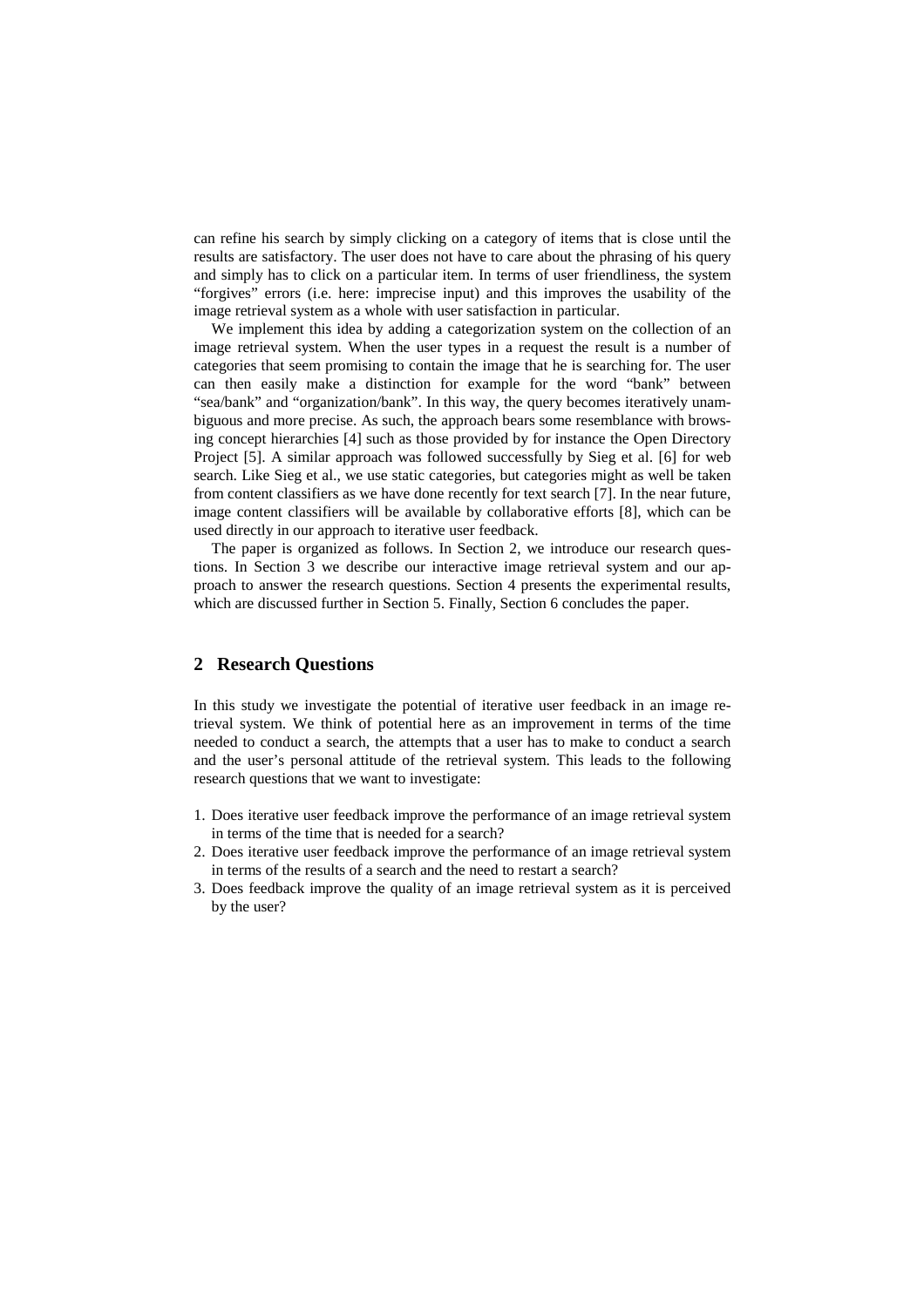can refine his search by simply clicking on a category of items that is close until the results are satisfactory. The user does not have to care about the phrasing of his query and simply has to click on a particular item. In terms of user friendliness, the system "forgives" errors (i.e. here: imprecise input) and this improves the usability of the image retrieval system as a whole with user satisfaction in particular.

We implement this idea by adding a categorization system on the collection of an image retrieval system. When the user types in a request the result is a number of categories that seem promising to contain the image that he is searching for. The user can then easily make a distinction for example for the word "bank" between "sea/bank" and "organization/bank". In this way, the query becomes iteratively unambiguous and more precise. As such, the approach bears some resemblance with browsing concept hierarchies [4] such as those provided by for instance the Open Directory Project [5]. A similar approach was followed successfully by Sieg et al. [6] for web search. Like Sieg et al., we use static categories, but categories might as well be taken from content classifiers as we have done recently for text search [7]. In the near future, image content classifiers will be available by collaborative efforts [8], which can be used directly in our approach to iterative user feedback.

The paper is organized as follows. In Section 2, we introduce our research questions. In Section 3 we describe our interactive image retrieval system and our approach to answer the research questions. Section 4 presents the experimental results, which are discussed further in Section 5. Finally, Section 6 concludes the paper.

## 2 Research Questions

In this study we investigate the potential of iterative user feedback in an image retrieval system. We think of potential here as an improvement in terms of the time needed to conduct a search, the attempts that a user has to make to conduct a search and the user's personal attitude of the retrieval system. This leads to the following research questions that we want to investigate:

1. Does iterative user feedback improve the performance of an image retrieval system in terms of the time that is needed for a search?
2. Does iterative user feedback improve the performance of an image retrieval system in terms of the results of a search and the need to restart a search?
3. Does feedback improve the quality of an image retrieval system as it is perceived by the user?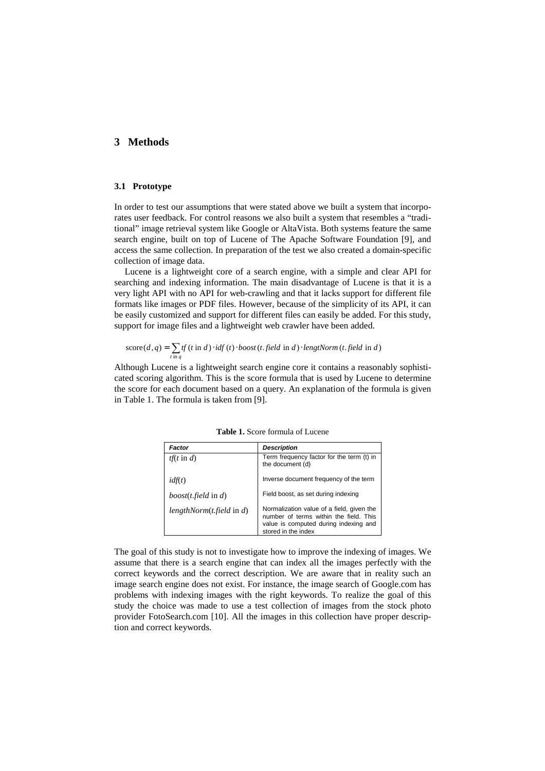## 3 Methods

### 3.1 Prototype

In order to test our assumptions that were stated above we built a system that incorporates user feedback. For control reasons we also built a system that resembles a "traditional" image retrieval system like Google or AltaVista. Both systems feature the same search engine, built on top of Lucene of The Apache Software Foundation [9], and access the same collection. In preparation of the test we also created a domain-specific collection of image data.

Lucene is a lightweight core of a search engine, with a simple and clear API for searching and indexing information. The main disadvantage of Lucene is that it is a very light API with no API for web-crawling and that it lacks support for different file formats like images or PDF files. However, because of the simplicity of its API, it can be easily customized and support for different files can easily be added. For this study, support for image files and a lightweight web crawler have been added.

$$\text{score}(d,q) = \sum_{t \text{ in } q} tf(t \text{ in } d) \cdot idf(t) \cdot boost(t.field \text{ in } d) \cdot lengtNorm(t.field \text{ in } d)$$

Although Lucene is a lightweight search engine core it contains a reasonably sophisticated scoring algorithm. This is the score formula that is used by Lucene to determine the score for each document based on a query. An explanation of the formula is given in Table 1. The formula is taken from [9].

**Table 1.** Score formula of Lucene

| *Factor* | *Description* |
|---|---|
| $tf(t \text{ in } d)$ | Term frequency factor for the term (t) in the document (d) |
| $idf(t)$ | Inverse document frequency of the term |
| $boost(t.field \text{ in } d)$ | Field boost, as set during indexing |
| $lengthNorm(t.field \text{ in } d)$ | Normalization value of a field, given the number of terms within the field. This value is computed during indexing and stored in the index |

The goal of this study is not to investigate how to improve the indexing of images. We assume that there is a search engine that can index all the images perfectly with the correct keywords and the correct description. We are aware that in reality such an image search engine does not exist. For instance, the image search of Google.com has problems with indexing images with the right keywords. To realize the goal of this study the choice was made to use a test collection of images from the stock photo provider FotoSearch.com [10]. All the images in this collection have proper description and correct keywords.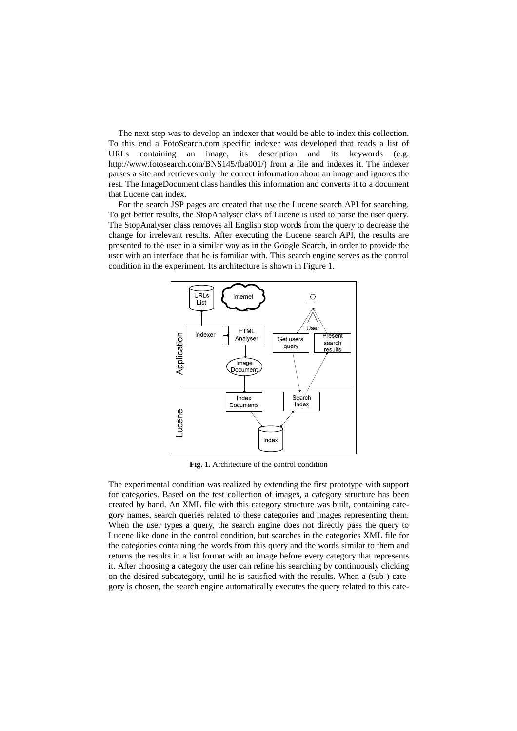The next step was to develop an indexer that would be able to index this collection. To this end a FotoSearch.com specific indexer was developed that reads a list of URLs containing an image, its description and its keywords (e.g. http://www.fotosearch.com/BNS145/fba001/) from a file and indexes it. The indexer parses a site and retrieves only the correct information about an image and ignores the rest. The ImageDocument class handles this information and converts it to a document that Lucene can index.

For the search JSP pages are created that use the Lucene search API for searching. To get better results, the StopAnalyser class of Lucene is used to parse the user query. The StopAnalyser class removes all English stop words from the query to decrease the change for irrelevant results. After executing the Lucene search API, the results are presented to the user in a similar way as in the Google Search, in order to provide the user with an interface that he is familiar with. This search engine serves as the control condition in the experiment. Its architecture is shown in Figure 1.

**Fig. 1.** Architecture of the control condition

The experimental condition was realized by extending the first prototype with support for categories. Based on the test collection of images, a category structure has been created by hand. An XML file with this category structure was built, containing category names, search queries related to these categories and images representing them. When the user types a query, the search engine does not directly pass the query to Lucene like done in the control condition, but searches in the categories XML file for the categories containing the words from this query and the words similar to them and returns the results in a list format with an image before every category that represents it. After choosing a category the user can refine his searching by continuously clicking on the desired subcategory, until he is satisfied with the results. When a (sub-) category is chosen, the search engine automatically executes the query related to this cate-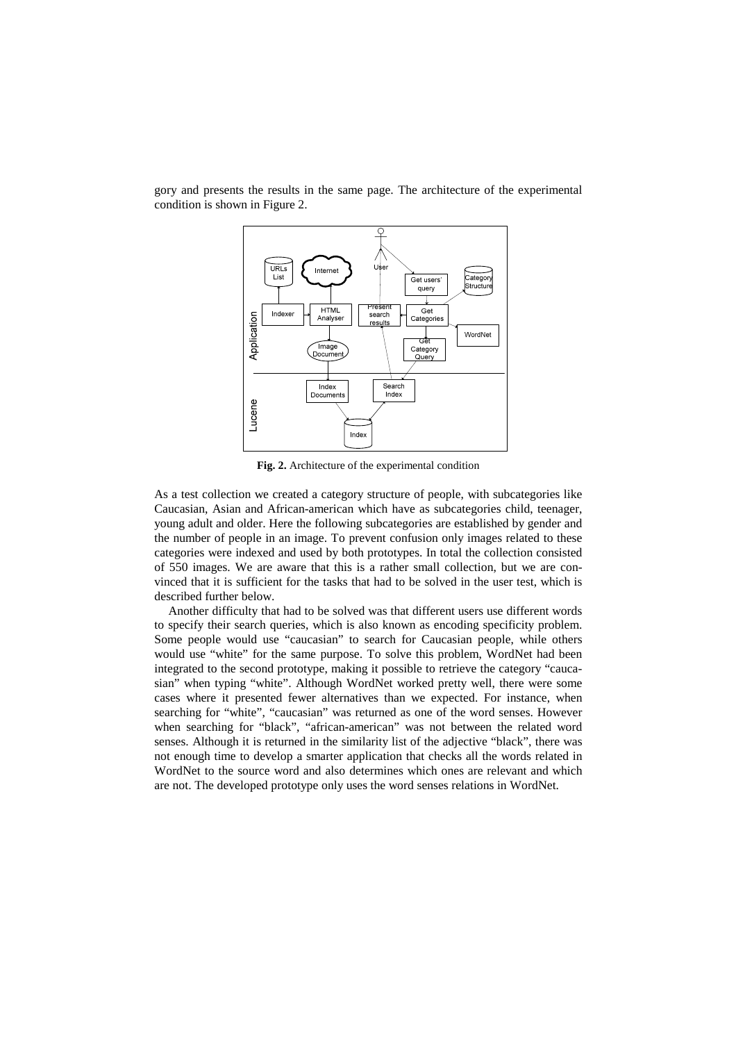gory and presents the results in the same page. The architecture of the experimental condition is shown in Figure 2.

**Fig. 2.** Architecture of the experimental condition

As a test collection we created a category structure of people, with subcategories like Caucasian, Asian and African-american which have as subcategories child, teenager, young adult and older. Here the following subcategories are established by gender and the number of people in an image. To prevent confusion only images related to these categories were indexed and used by both prototypes. In total the collection consisted of 550 images. We are aware that this is a rather small collection, but we are convinced that it is sufficient for the tasks that had to be solved in the user test, which is described further below.

Another difficulty that had to be solved was that different users use different words to specify their search queries, which is also known as encoding specificity problem. Some people would use "caucasian" to search for Caucasian people, while others would use "white" for the same purpose. To solve this problem, WordNet had been integrated to the second prototype, making it possible to retrieve the category "caucasian" when typing "white". Although WordNet worked pretty well, there were some cases where it presented fewer alternatives than we expected. For instance, when searching for "white", "caucasian" was returned as one of the word senses. However when searching for "black", "african-american" was not between the related word senses. Although it is returned in the similarity list of the adjective "black", there was not enough time to develop a smarter application that checks all the words related in WordNet to the source word and also determines which ones are relevant and which are not. The developed prototype only uses the word senses relations in WordNet.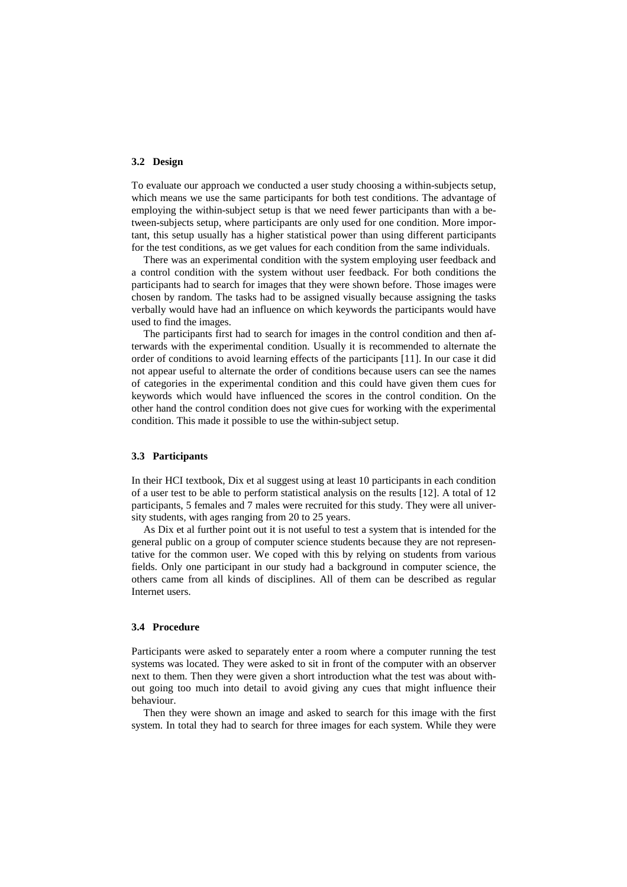### 3.2 Design

To evaluate our approach we conducted a user study choosing a within-subjects setup, which means we use the same participants for both test conditions. The advantage of employing the within-subject setup is that we need fewer participants than with a between-subjects setup, where participants are only used for one condition. More important, this setup usually has a higher statistical power than using different participants for the test conditions, as we get values for each condition from the same individuals.

There was an experimental condition with the system employing user feedback and a control condition with the system without user feedback. For both conditions the participants had to search for images that they were shown before. Those images were chosen by random. The tasks had to be assigned visually because assigning the tasks verbally would have had an influence on which keywords the participants would have used to find the images.

The participants first had to search for images in the control condition and then afterwards with the experimental condition. Usually it is recommended to alternate the order of conditions to avoid learning effects of the participants [11]. In our case it did not appear useful to alternate the order of conditions because users can see the names of categories in the experimental condition and this could have given them cues for keywords which would have influenced the scores in the control condition. On the other hand the control condition does not give cues for working with the experimental condition. This made it possible to use the within-subject setup.

### 3.3 Participants

In their HCI textbook, Dix et al suggest using at least 10 participants in each condition of a user test to be able to perform statistical analysis on the results [12]. A total of 12 participants, 5 females and 7 males were recruited for this study. They were all university students, with ages ranging from 20 to 25 years.

As Dix et al further point out it is not useful to test a system that is intended for the general public on a group of computer science students because they are not representative for the common user. We coped with this by relying on students from various fields. Only one participant in our study had a background in computer science, the others came from all kinds of disciplines. All of them can be described as regular Internet users.

### 3.4 Procedure

Participants were asked to separately enter a room where a computer running the test systems was located. They were asked to sit in front of the computer with an observer next to them. Then they were given a short introduction what the test was about without going too much into detail to avoid giving any cues that might influence their behaviour.

Then they were shown an image and asked to search for this image with the first system. In total they had to search for three images for each system. While they were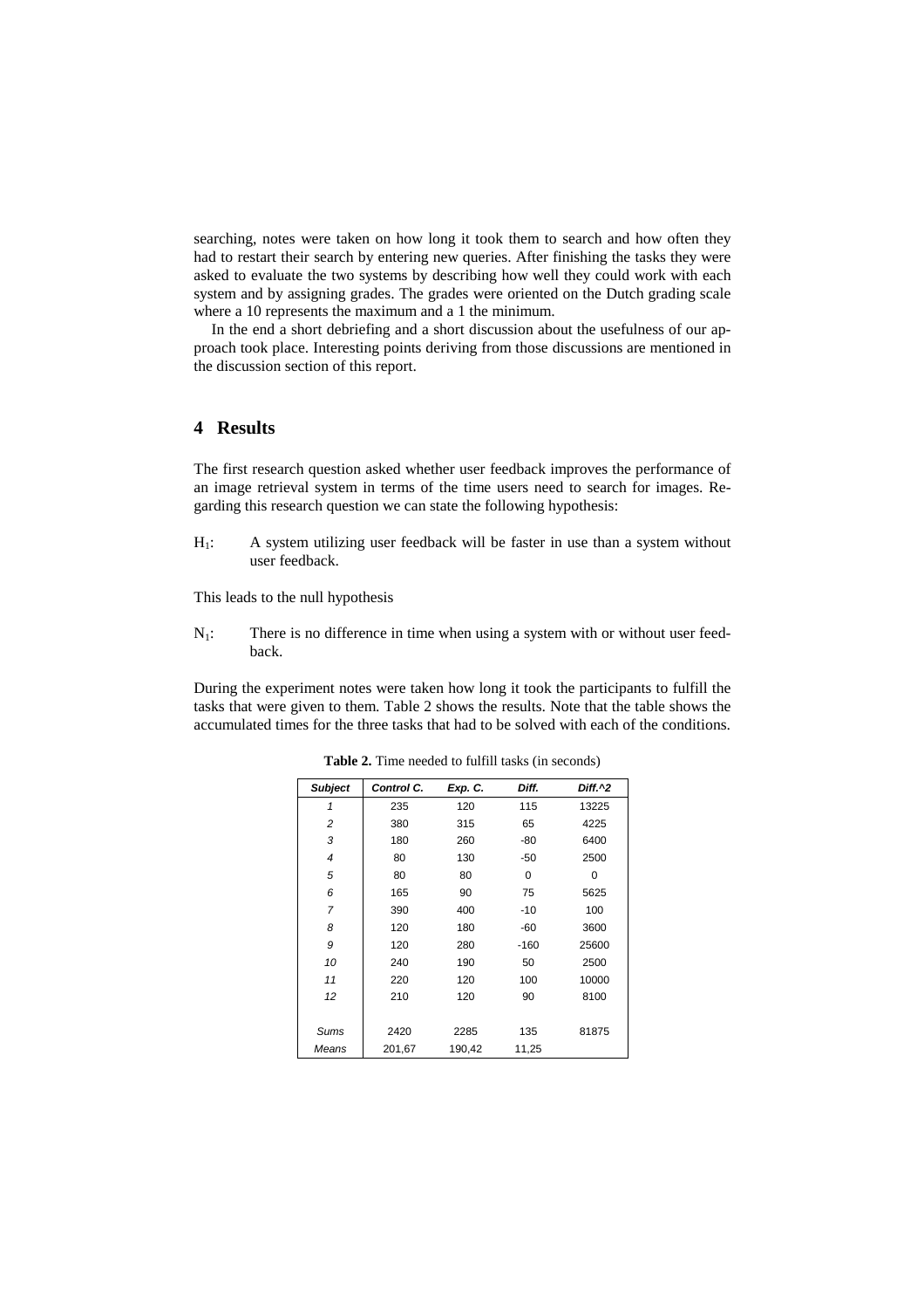searching, notes were taken on how long it took them to search and how often they had to restart their search by entering new queries. After finishing the tasks they were asked to evaluate the two systems by describing how well they could work with each system and by assigning grades. The grades were oriented on the Dutch grading scale where a 10 represents the maximum and a 1 the minimum.

In the end a short debriefing and a short discussion about the usefulness of our approach took place. Interesting points deriving from those discussions are mentioned in the discussion section of this report.

## 4 Results

The first research question asked whether user feedback improves the performance of an image retrieval system in terms of the time users need to search for images. Regarding this research question we can state the following hypothesis:

$H_1$: A system utilizing user feedback will be faster in use than a system without user feedback.

This leads to the null hypothesis

$N_1$: There is no difference in time when using a system with or without user feedback.

During the experiment notes were taken how long it took the participants to fulfill the tasks that were given to them. Table 2 shows the results. Note that the table shows the accumulated times for the three tasks that had to be solved with each of the conditions.

**Table 2.** Time needed to fulfill tasks (in seconds)

| *Subject* | *Control C.* | *Exp. C.* | *Diff.* | *Diff.^2* |
|---|---|---|---|---|
| *1* | 235 | 120 | 115 | 13225 |
| *2* | 380 | 315 | 65 | 4225 |
| *3* | 180 | 260 | -80 | 6400 |
| *4* | 80 | 130 | -50 | 2500 |
| *5* | 80 | 80 | 0 | 0 |
| *6* | 165 | 90 | 75 | 5625 |
| *7* | 390 | 400 | -10 | 100 |
| *8* | 120 | 180 | -60 | 3600 |
| *9* | 120 | 280 | -160 | 25600 |
| *10* | 240 | 190 | 50 | 2500 |
| *11* | 220 | 120 | 100 | 10000 |
| *12* | 210 | 120 | 90 | 8100 |
| | | | | |
| *Sums* | 2420 | 2285 | 135 | 81875 |
| *Means* | 201,67 | 190,42 | 11,25 | |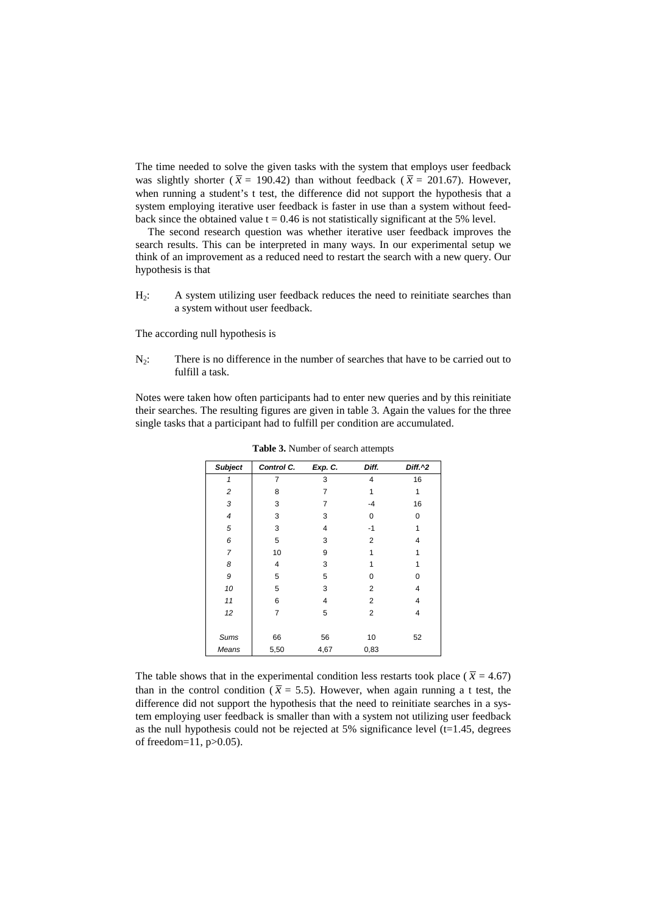The time needed to solve the given tasks with the system that employs user feedback was slightly shorter ($\overline{x}$ = 190.42) than without feedback ($\overline{x}$ = 201.67). However, when running a student's t test, the difference did not support the hypothesis that a system employing iterative user feedback is faster in use than a system without feedback since the obtained value t = 0.46 is not statistically significant at the 5% level.

The second research question was whether iterative user feedback improves the search results. This can be interpreted in many ways. In our experimental setup we think of an improvement as a reduced need to restart the search with a new query. Our hypothesis is that

$H_2$: A system utilizing user feedback reduces the need to reinitiate searches than a system without user feedback.

The according null hypothesis is

$N_2$: There is no difference in the number of searches that have to be carried out to fulfill a task.

Notes were taken how often participants had to enter new queries and by this reinitiate their searches. The resulting figures are given in table 3. Again the values for the three single tasks that a participant had to fulfill per condition are accumulated.

**Table 3.** Number of search attempts

| *Subject* | *Control C.* | *Exp. C.* | *Diff.* | *Diff.^2* |
|---|---|---|---|---|
| *1* | 7 | 3 | 4 | 16 |
| *2* | 8 | 7 | 1 | 1 |
| *3* | 3 | 7 | -4 | 16 |
| *4* | 3 | 3 | 0 | 0 |
| *5* | 3 | 4 | -1 | 1 |
| *6* | 5 | 3 | 2 | 4 |
| *7* | 10 | 9 | 1 | 1 |
| *8* | 4 | 3 | 1 | 1 |
| *9* | 5 | 5 | 0 | 0 |
| *10* | 5 | 3 | 2 | 4 |
| *11* | 6 | 4 | 2 | 4 |
| *12* | 7 | 5 | 2 | 4 |
| | | | | |
| *Sums* | 66 | 56 | 10 | 52 |
| *Means* | 5,50 | 4,67 | 0,83 | |

The table shows that in the experimental condition less restarts took place ($\overline{x}$ = 4.67) than in the control condition ($\overline{x}$ = 5.5). However, when again running a t test, the difference did not support the hypothesis that the need to reinitiate searches in a system employing user feedback is smaller than with a system not utilizing user feedback as the null hypothesis could not be rejected at 5% significance level ($t=1.45$, degrees of freedom=11, $p>0.05$).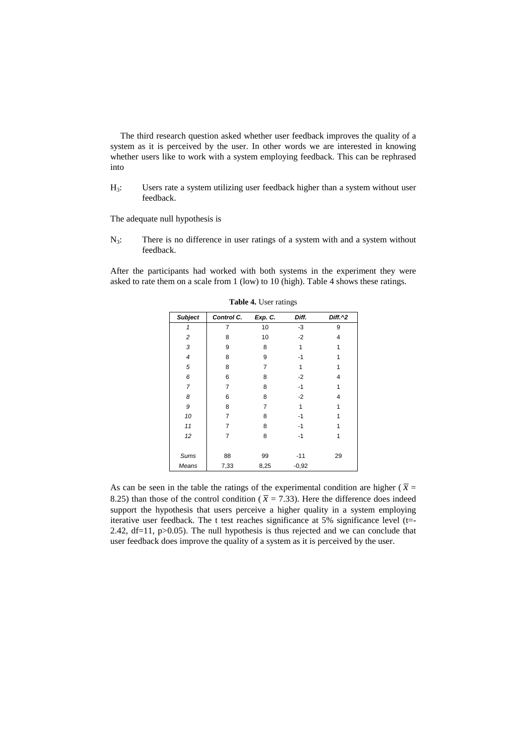The third research question asked whether user feedback improves the quality of a system as it is perceived by the user. In other words we are interested in knowing whether users like to work with a system employing feedback. This can be rephrased into

$H_3$: Users rate a system utilizing user feedback higher than a system without user feedback.

The adequate null hypothesis is

$N_3$: There is no difference in user ratings of a system with and a system without feedback.

After the participants had worked with both systems in the experiment they were asked to rate them on a scale from 1 (low) to 10 (high). Table 4 shows these ratings.

**Table 4.** User ratings

| *Subject* | *Control C.* | *Exp. C.* | *Diff.* | *Diff.^2* |
|---|---|---|---|---|
| *1* | 7 | 10 | -3 | 9 |
| *2* | 8 | 10 | -2 | 4 |
| *3* | 9 | 8 | 1 | 1 |
| *4* | 8 | 9 | -1 | 1 |
| *5* | 8 | 7 | 1 | 1 |
| *6* | 6 | 8 | -2 | 4 |
| *7* | 7 | 8 | -1 | 1 |
| *8* | 6 | 8 | -2 | 4 |
| *9* | 8 | 7 | 1 | 1 |
| *10* | 7 | 8 | -1 | 1 |
| *11* | 7 | 8 | -1 | 1 |
| *12* | 7 | 8 | -1 | 1 |
| *Sums* | 88 | 99 | -11 | 29 |
| *Means* | 7,33 | 8,25 | -0,92 | |

As can be seen in the table the ratings of the experimental condition are higher ($\bar{x}$ = 8.25) than those of the control condition ($\bar{x}$ = 7.33). Here the difference does indeed support the hypothesis that users perceive a higher quality in a system employing iterative user feedback. The t test reaches significance at 5% significance level ($t=-2.42$, $df=11$, $p>0.05$). The null hypothesis is thus rejected and we can conclude that user feedback does improve the quality of a system as it is perceived by the user.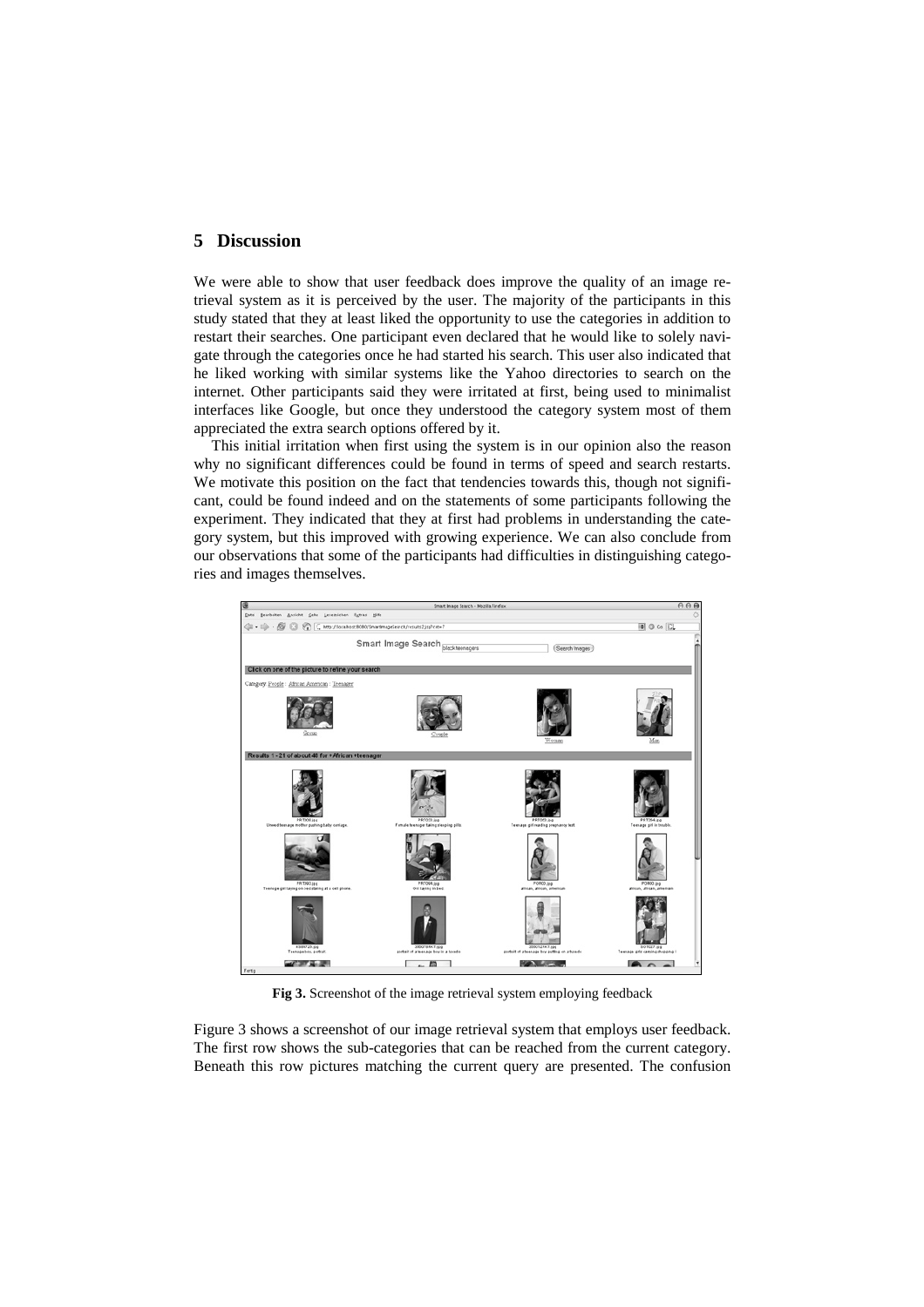## 5 Discussion

We were able to show that user feedback does improve the quality of an image retrieval system as it is perceived by the user. The majority of the participants in this study stated that they at least liked the opportunity to use the categories in addition to restart their searches. One participant even declared that he would like to solely navigate through the categories once he had started his search. This user also indicated that he liked working with similar systems like the Yahoo directories to search on the internet. Other participants said they were irritated at first, being used to minimalist interfaces like Google, but once they understood the category system most of them appreciated the extra search options offered by it.

This initial irritation when first using the system is in our opinion also the reason why no significant differences could be found in terms of speed and search restarts. We motivate this position on the fact that tendencies towards this, though not significant, could be found indeed and on the statements of some participants following the experiment. They indicated that they at first had problems in understanding the category system, but this improved with growing experience. We can also conclude from our observations that some of the participants had difficulties in distinguishing categories and images themselves.

**Fig 3.** Screenshot of the image retrieval system employing feedback

Figure 3 shows a screenshot of our image retrieval system that employs user feedback. The first row shows the sub-categories that can be reached from the current category. Beneath this row pictures matching the current query are presented. The confusion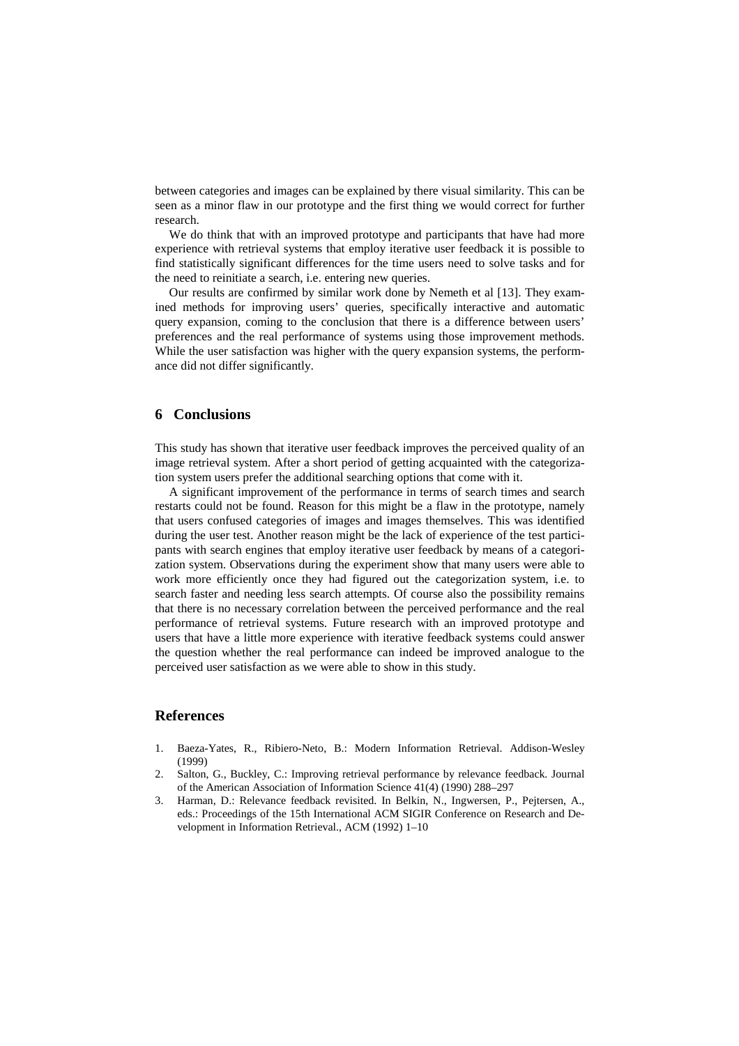between categories and images can be explained by there visual similarity. This can be seen as a minor flaw in our prototype and the first thing we would correct for further research.

We do think that with an improved prototype and participants that have had more experience with retrieval systems that employ iterative user feedback it is possible to find statistically significant differences for the time users need to solve tasks and for the need to reinitiate a search, i.e. entering new queries.

Our results are confirmed by similar work done by Nemeth et al [13]. They examined methods for improving users' queries, specifically interactive and automatic query expansion, coming to the conclusion that there is a difference between users' preferences and the real performance of systems using those improvement methods. While the user satisfaction was higher with the query expansion systems, the performance did not differ significantly.

## 6 Conclusions

This study has shown that iterative user feedback improves the perceived quality of an image retrieval system. After a short period of getting acquainted with the categorization system users prefer the additional searching options that come with it.

A significant improvement of the performance in terms of search times and search restarts could not be found. Reason for this might be a flaw in the prototype, namely that users confused categories of images and images themselves. This was identified during the user test. Another reason might be the lack of experience of the test participants with search engines that employ iterative user feedback by means of a categorization system. Observations during the experiment show that many users were able to work more efficiently once they had figured out the categorization system, i.e. to search faster and needing less search attempts. Of course also the possibility remains that there is no necessary correlation between the perceived performance and the real performance of retrieval systems. Future research with an improved prototype and users that have a little more experience with iterative feedback systems could answer the question whether the real performance can indeed be improved analogue to the perceived user satisfaction as we were able to show in this study.

## References

1. Baeza-Yates, R., Ribiero-Neto, B.: Modern Information Retrieval. Addison-Wesley (1999)
2. Salton, G., Buckley, C.: Improving retrieval performance by relevance feedback. Journal of the American Association of Information Science 41(4) (1990) 288–297
3. Harman, D.: Relevance feedback revisited. In Belkin, N., Ingwersen, P., Pejtersen, A., eds.: Proceedings of the 15th International ACM SIGIR Conference on Research and Development in Information Retrieval., ACM (1992) 1–10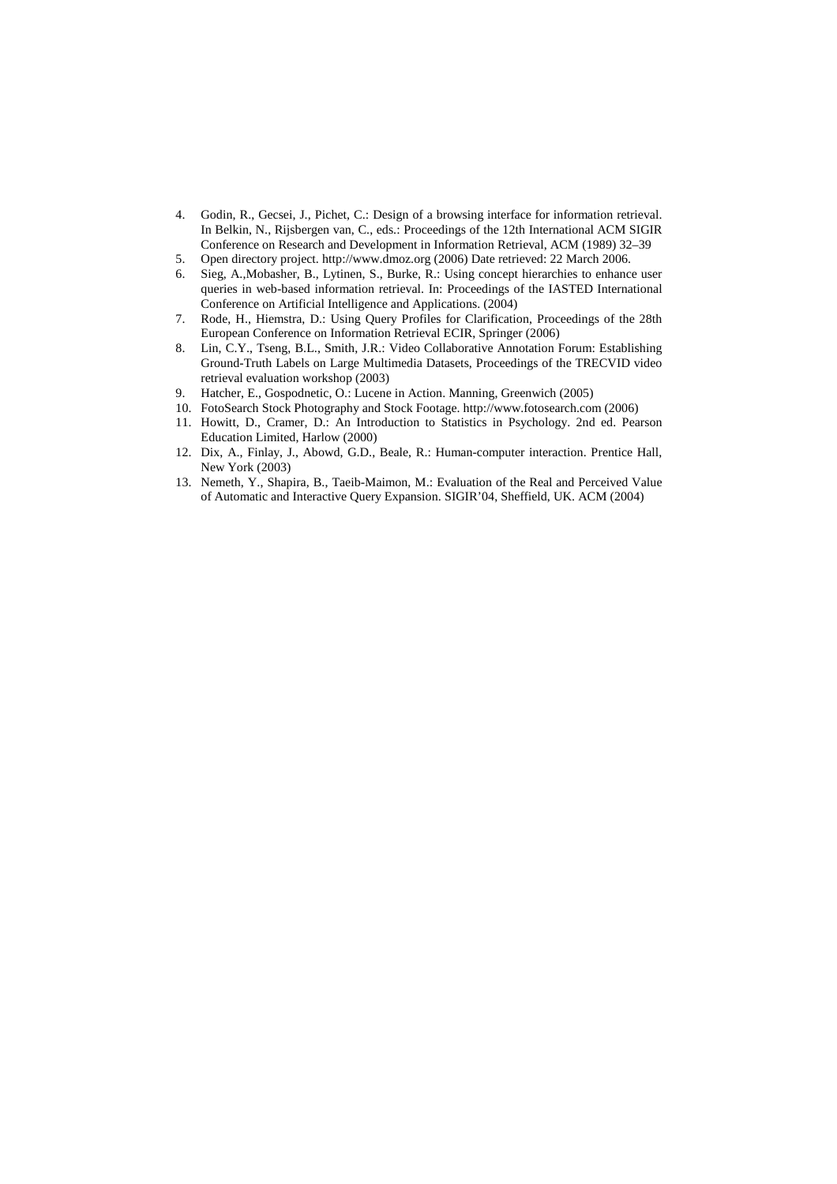4. Godin, R., Gecsei, J., Pichet, C.: Design of a browsing interface for information retrieval. In Belkin, N., Rijsbergen van, C., eds.: Proceedings of the 12th International ACM SIGIR Conference on Research and Development in Information Retrieval, ACM (1989) 32–39
5. Open directory project. http://www.dmoz.org (2006) Date retrieved: 22 March 2006.
6. Sieg, A.,Mobasher, B., Lytinen, S., Burke, R.: Using concept hierarchies to enhance user queries in web-based information retrieval. In: Proceedings of the IASTED International Conference on Artificial Intelligence and Applications. (2004)
7. Rode, H., Hiemstra, D.: Using Query Profiles for Clarification, Proceedings of the 28th European Conference on Information Retrieval ECIR, Springer (2006)
8. Lin, C.Y., Tseng, B.L., Smith, J.R.: Video Collaborative Annotation Forum: Establishing Ground-Truth Labels on Large Multimedia Datasets, Proceedings of the TRECVID video retrieval evaluation workshop (2003)
9. Hatcher, E., Gospodnetic, O.: Lucene in Action. Manning, Greenwich (2005)
10. FotoSearch Stock Photography and Stock Footage. http://www.fotosearch.com (2006)
11. Howitt, D., Cramer, D.: An Introduction to Statistics in Psychology. 2nd ed. Pearson Education Limited, Harlow (2000)
12. Dix, A., Finlay, J., Abowd, G.D., Beale, R.: Human-computer interaction. Prentice Hall, New York (2003)
13. Nemeth, Y., Shapira, B., Taeib-Maimon, M.: Evaluation of the Real and Perceived Value of Automatic and Interactive Query Expansion. SIGIR'04, Sheffield, UK. ACM (2004)